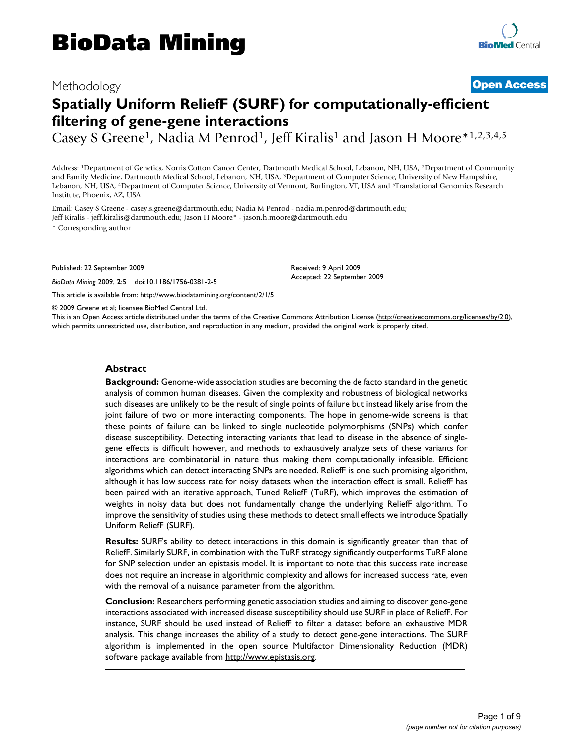# BioData Mining

Methodology

**Open Access**

# Spatially Uniform ReliefF (SURF) for computationally-efficient filtering of gene-gene interactions

Casey S Greene[1], Nadia M Penrod[1], Jeff Kiralis[1] and Jason H Moore*[1,2,3,4,5]

Address: [1]Department of Genetics, Norris Cotton Cancer Center, Dartmouth Medical School, Lebanon, NH, USA, [2]Department of Community and Family Medicine, Dartmouth Medical School, Lebanon, NH, USA, [3]Department of Computer Science, University of New Hampshire, Lebanon, NH, USA, [4]Department of Computer Science, University of Vermont, Burlington, VT, USA and [5]Translational Genomics Research Institute, Phoenix, AZ, USA

Email: Casey S Greene - casey.s.greene@dartmouth.edu; Nadia M Penrod - nadia.m.penrod@dartmouth.edu; Jeff Kiralis - jeff.kiralis@dartmouth.edu; Jason H Moore* - jason.h.moore@dartmouth.edu

\* Corresponding author

Published: 22 September 2009

*BioData Mining* 2009, **2**:5 doi:10.1186/1756-0381-2-5

Received: 9 April 2009
Accepted: 22 September 2009

This article is available from: http://www.biodatamining.org/content/2/1/5

© 2009 Greene et al; licensee BioMed Central Ltd.
This is an Open Access article distributed under the terms of the Creative Commons Attribution License (http://creativecommons.org/licenses/by/2.0), which permits unrestricted use, distribution, and reproduction in any medium, provided the original work is properly cited.

## Abstract

**Background:** Genome-wide association studies are becoming the de facto standard in the genetic analysis of common human diseases. Given the complexity and robustness of biological networks such diseases are unlikely to be the result of single points of failure but instead likely arise from the joint failure of two or more interacting components. The hope in genome-wide screens is that these points of failure can be linked to single nucleotide polymorphisms (SNPs) which confer disease susceptibility. Detecting interacting variants that lead to disease in the absence of single-gene effects is difficult however, and methods to exhaustively analyze sets of these variants for interactions are combinatorial in nature thus making them computationally infeasible. Efficient algorithms which can detect interacting SNPs are needed. ReliefF is one such promising algorithm, although it has low success rate for noisy datasets when the interaction effect is small. ReliefF has been paired with an iterative approach, Tuned ReliefF (TuRF), which improves the estimation of weights in noisy data but does not fundamentally change the underlying ReliefF algorithm. To improve the sensitivity of studies using these methods to detect small effects we introduce Spatially Uniform ReliefF (SURF).

**Results:** SURF's ability to detect interactions in this domain is significantly greater than that of ReliefF. Similarly SURF, in combination with the TuRF strategy significantly outperforms TuRF alone for SNP selection under an epistasis model. It is important to note that this success rate increase does not require an increase in algorithmic complexity and allows for increased success rate, even with the removal of a nuisance parameter from the algorithm.

**Conclusion:** Researchers performing genetic association studies and aiming to discover gene-gene interactions associated with increased disease susceptibility should use SURF in place of ReliefF. For instance, SURF should be used instead of ReliefF to filter a dataset before an exhaustive MDR analysis. This change increases the ability of a study to detect gene-gene interactions. The SURF algorithm is implemented in the open source Multifactor Dimensionality Reduction (MDR) software package available from http://www.epistasis.org.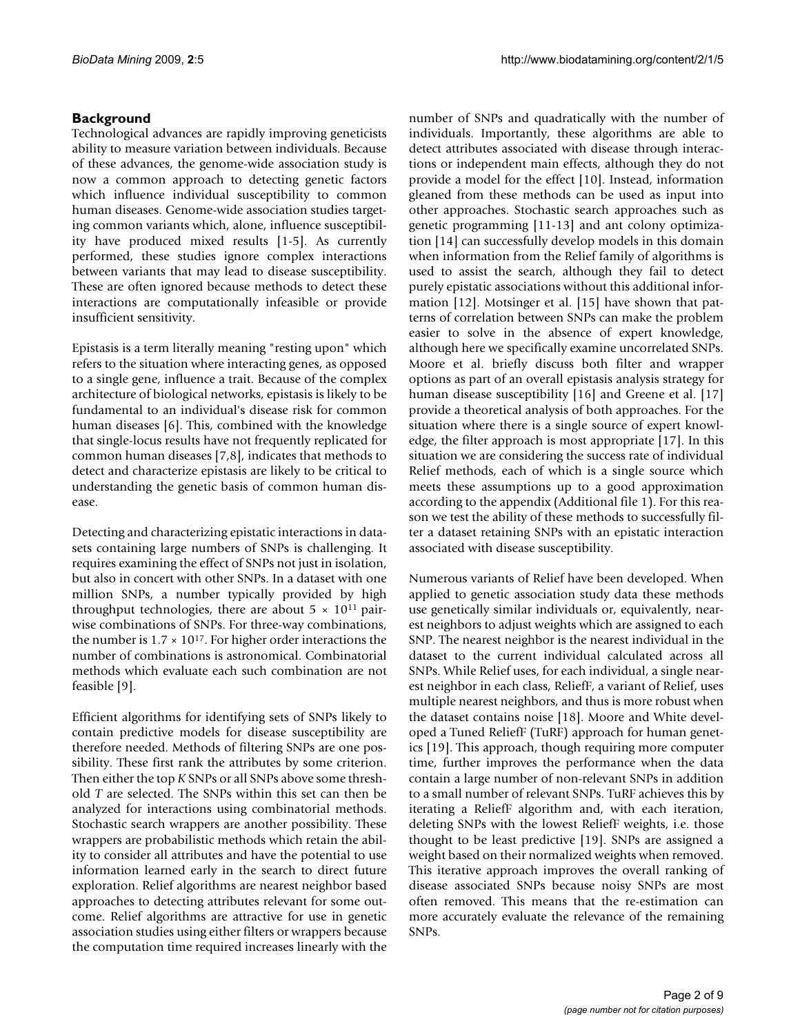## Background

Technological advances are rapidly improving geneticists ability to measure variation between individuals. Because of these advances, the genome-wide association study is now a common approach to detecting genetic factors which influence individual susceptibility to common human diseases. Genome-wide association studies targeting common variants which, alone, influence susceptibility have produced mixed results [1-5]. As currently performed, these studies ignore complex interactions between variants that may lead to disease susceptibility. These are often ignored because methods to detect these interactions are computationally infeasible or provide insufficient sensitivity.

Epistasis is a term literally meaning "resting upon" which refers to the situation where interacting genes, as opposed to a single gene, influence a trait. Because of the complex architecture of biological networks, epistasis is likely to be fundamental to an individual's disease risk for common human diseases [6]. This, combined with the knowledge that single-locus results have not frequently replicated for common human diseases [7,8], indicates that methods to detect and characterize epistasis are likely to be critical to understanding the genetic basis of common human disease.

Detecting and characterizing epistatic interactions in datasets containing large numbers of SNPs is challenging. It requires examining the effect of SNPs not just in isolation, but also in concert with other SNPs. In a dataset with one million SNPs, a number typically provided by high throughput technologies, there are about $5 \times 10^{11}$ pairwise combinations of SNPs. For three-way combinations, the number is $1.7 \times 10^{17}$. For higher order interactions the number of combinations is astronomical. Combinatorial methods which evaluate each such combination are not feasible [9].

Efficient algorithms for identifying sets of SNPs likely to contain predictive models for disease susceptibility are therefore needed. Methods of filtering SNPs are one possibility. These first rank the attributes by some criterion. Then either the top $K$ SNPs or all SNPs above some threshold $T$ are selected. The SNPs within this set can then be analyzed for interactions using combinatorial methods. Stochastic search wrappers are another possibility. These wrappers are probabilistic methods which retain the ability to consider all attributes and have the potential to use information learned early in the search to direct future exploration. Relief algorithms are nearest neighbor based approaches to detecting attributes relevant for some outcome. Relief algorithms are attractive for use in genetic association studies using either filters or wrappers because the computation time required increases linearly with the number of SNPs and quadratically with the number of individuals. Importantly, these algorithms are able to detect attributes associated with disease through interactions or independent main effects, although they do not provide a model for the effect [10]. Instead, information gleaned from these methods can be used as input into other approaches. Stochastic search approaches such as genetic programming [11-13] and ant colony optimization [14] can successfully develop models in this domain when information from the Relief family of algorithms is used to assist the search, although they fail to detect purely epistatic associations without this additional information [12]. Motsinger et al. [15] have shown that patterns of correlation between SNPs can make the problem easier to solve in the absence of expert knowledge, although here we specifically examine uncorrelated SNPs. Moore et al. briefly discuss both filter and wrapper options as part of an overall epistasis analysis strategy for human disease susceptibility [16] and Greene et al. [17] provide a theoretical analysis of both approaches. For the situation where there is a single source of expert knowledge, the filter approach is most appropriate [17]. In this situation we are considering the success rate of individual Relief methods, each of which is a single source which meets these assumptions up to a good approximation according to the appendix (Additional file 1). For this reason we test the ability of these methods to successfully filter a dataset retaining SNPs with an epistatic interaction associated with disease susceptibility.

Numerous variants of Relief have been developed. When applied to genetic association study data these methods use genetically similar individuals or, equivalently, nearest neighbors to adjust weights which are assigned to each SNP. The nearest neighbor is the nearest individual in the dataset to the current individual calculated across all SNPs. While Relief uses, for each individual, a single nearest neighbor in each class, ReliefF, a variant of Relief, uses multiple nearest neighbors, and thus is more robust when the dataset contains noise [18]. Moore and White developed a Tuned ReliefF (TuRF) approach for human genetics [19]. This approach, though requiring more computer time, further improves the performance when the data contain a large number of non-relevant SNPs in addition to a small number of relevant SNPs. TuRF achieves this by iterating a ReliefF algorithm and, with each iteration, deleting SNPs with the lowest ReliefF weights, i.e. those thought to be least predictive [19]. SNPs are assigned a weight based on their normalized weights when removed. This iterative approach improves the overall ranking of disease associated SNPs because noisy SNPs are most often removed. This means that the re-estimation can more accurately evaluate the relevance of the remaining SNPs.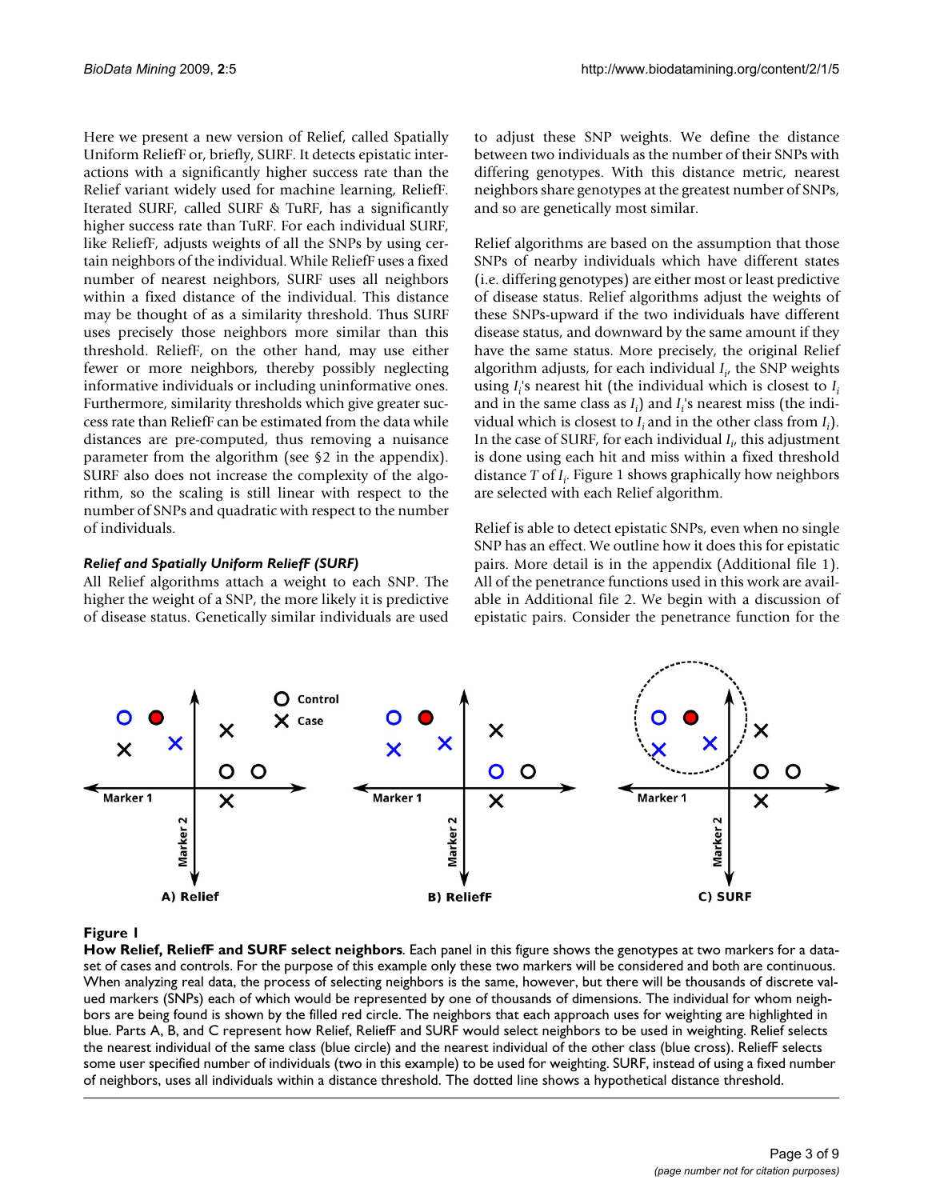Here we present a new version of Relief, called Spatially Uniform ReliefF or, briefly, SURF. It detects epistatic interactions with a significantly higher success rate than the Relief variant widely used for machine learning, ReliefF. Iterated SURF, called SURF & TuRF, has a significantly higher success rate than TuRF. For each individual SURF, like ReliefF, adjusts weights of all the SNPs by using certain neighbors of the individual. While ReliefF uses a fixed number of nearest neighbors, SURF uses all neighbors within a fixed distance of the individual. This distance may be thought of as a similarity threshold. Thus SURF uses precisely those neighbors more similar than this threshold. ReliefF, on the other hand, may use either fewer or more neighbors, thereby possibly neglecting informative individuals or including uninformative ones. Furthermore, similarity thresholds which give greater success rate than ReliefF can be estimated from the data while distances are pre-computed, thus removing a nuisance parameter from the algorithm (see §2 in the appendix). SURF also does not increase the complexity of the algorithm, so the scaling is still linear with respect to the number of SNPs and quadratic with respect to the number of individuals.

### *Relief and Spatially Uniform ReliefF (SURF)*

All Relief algorithms attach a weight to each SNP. The higher the weight of a SNP, the more likely it is predictive of disease status. Genetically similar individuals are used to adjust these SNP weights. We define the distance between two individuals as the number of their SNPs with differing genotypes. With this distance metric, nearest neighbors share genotypes at the greatest number of SNPs, and so are genetically most similar.

Relief algorithms are based on the assumption that those SNPs of nearby individuals which have different states (i.e. differing genotypes) are either most or least predictive of disease status. Relief algorithms adjust the weights of these SNPs-upward if the two individuals have different disease status, and downward by the same amount if they have the same status. More precisely, the original Relief algorithm adjusts, for each individual $I_i$, the SNP weights using $I_i$'s nearest hit (the individual which is closest to $I_i$ and in the same class as $I_i$) and $I_i$'s nearest miss (the individual which is closest to $I_i$ and in the other class from $I_i$). In the case of SURF, for each individual $I_i$, this adjustment is done using each hit and miss within a fixed threshold distance $T$ of $I_i$. Figure 1 shows graphically how neighbors are selected with each Relief algorithm.

Relief is able to detect epistatic SNPs, even when no single SNP has an effect. We outline how it does this for epistatic pairs. More detail is in the appendix (Additional file 1). All of the penetrance functions used in this work are available in Additional file 2. We begin with a discussion of epistatic pairs. Consider the penetrance function for the

**Figure 1**

**How Relief, ReliefF and SURF select neighbors**. Each panel in this figure shows the genotypes at two markers for a dataset of cases and controls. For the purpose of this example only these two markers will be considered and both are continuous. When analyzing real data, the process of selecting neighbors is the same, however, but there will be thousands of discrete valued markers (SNPs) each of which would be represented by one of thousands of dimensions. The individual for whom neighbors are being found is shown by the filled red circle. The neighbors that each approach uses for weighting are highlighted in blue. Parts A, B, and C represent how Relief, ReliefF and SURF would select neighbors to be used in weighting. Relief selects the nearest individual of the same class (blue circle) and the nearest individual of the other class (blue cross). ReliefF selects some user specified number of individuals (two in this example) to be used for weighting. SURF, instead of using a fixed number of neighbors, uses all individuals within a distance threshold. The dotted line shows a hypothetical distance threshold.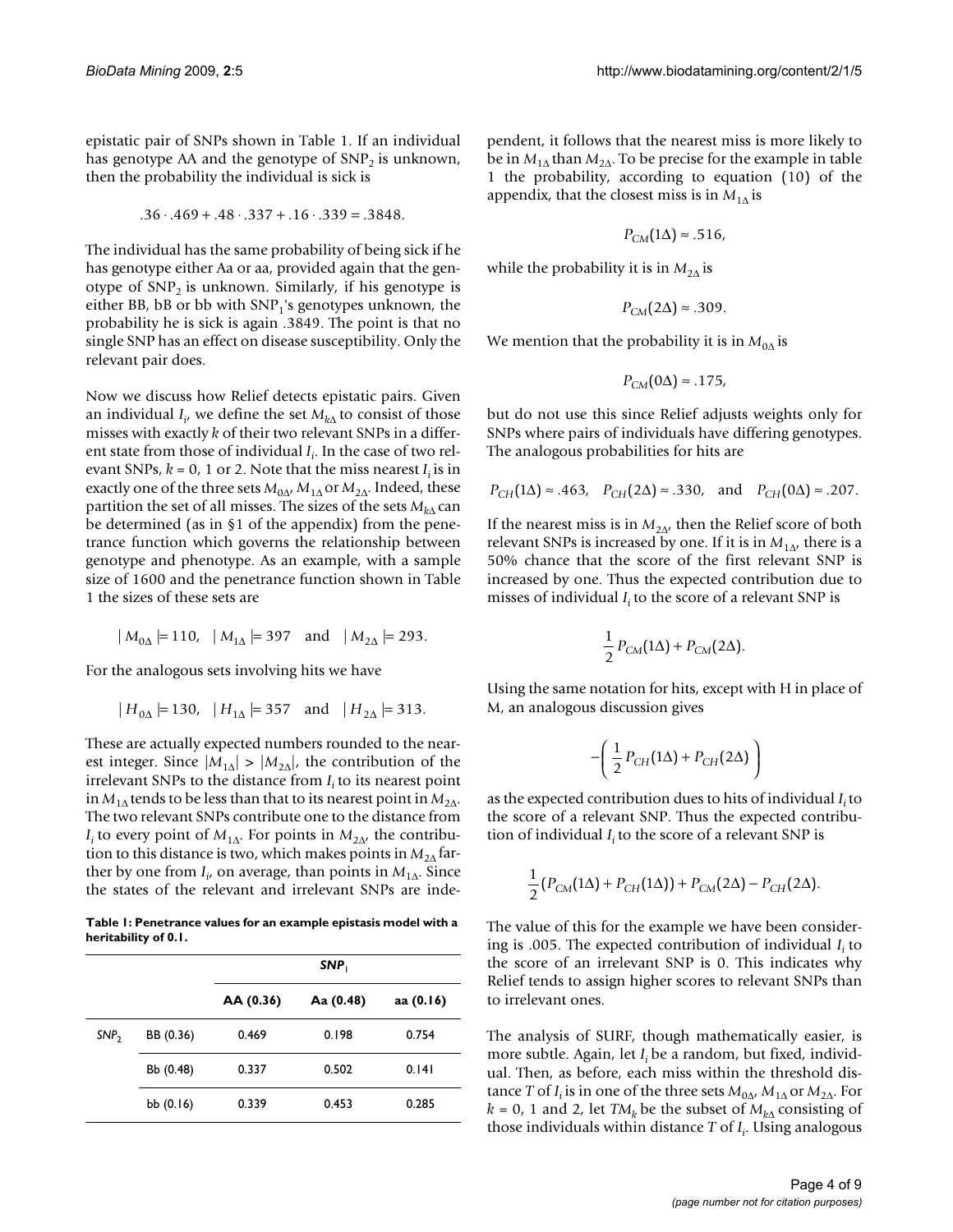epistatic pair of SNPs shown in Table 1. If an individual has genotype AA and the genotype of $SNP_2$ is unknown, then the probability the individual is sick is

$$.36 \cdot .469 + .48 \cdot .337 + .16 \cdot .339 = .3848.$$

The individual has the same probability of being sick if he has genotype either Aa or aa, provided again that the genotype of $SNP_2$ is unknown. Similarly, if his genotype is either BB, bB or bb with $SNP_1$'s genotypes unknown, the probability he is sick is again .3849. The point is that no single SNP has an effect on disease susceptibility. Only the relevant pair does.

Now we discuss how Relief detects epistatic pairs. Given an individual $I_i$, we define the set $M_{k\Delta}$ to consist of those misses with exactly $k$ of their two relevant SNPs in a different state from those of individual $I_i$. In the case of two relevant SNPs, $k = 0$, 1 or 2. Note that the miss nearest $I_i$ is in exactly one of the three sets $M_{0\Delta}$, $M_{1\Delta}$ or $M_{2\Delta}$. Indeed, these partition the set of all misses. The sizes of the sets $M_{k\Delta}$ can be determined (as in §1 of the appendix) from the penetrance function which governs the relationship between genotype and phenotype. As an example, with a sample size of 1600 and the penetrance function shown in Table 1 the sizes of these sets are

$$|M_{0\Delta}| = 110, \quad |M_{1\Delta}| = 397 \quad \text{and} \quad |M_{2\Delta}| = 293.$$

For the analogous sets involving hits we have

$$|H_{0\Delta}| = 130, \quad |H_{1\Delta}| = 357 \quad \text{and} \quad |H_{2\Delta}| = 313.$$

These are actually expected numbers rounded to the nearest integer. Since $|M_{1\Delta}| > |M_{2\Delta}|$, the contribution of the irrelevant SNPs to the distance from $I_i$ to its nearest point in $M_{1\Delta}$ tends to be less than that to its nearest point in $M_{2\Delta}$. The two relevant SNPs contribute one to the distance from $I_i$ to every point of $M_{1\Delta}$. For points in $M_{2\Delta}$, the contribution to this distance is two, which makes points in $M_{2\Delta}$ farther by one from $I_i$, on average, than points in $M_{1\Delta}$. Since the states of the relevant and irrelevant SNPs are independent, it follows that the nearest miss is more likely to be in $M_{1\Delta}$ than $M_{2\Delta}$. To be precise for the example in table 1 the probability, according to equation (10) of the appendix, that the closest miss is in $M_{1\Delta}$ is

$$P_{CM}(1\Delta) \approx .516,$$

while the probability it is in $M_{2\Delta}$ is

$$P_{CM}(2\Delta) \approx .309.$$

We mention that the probability it is in $M_{0\Delta}$ is

$$P_{CM}(0\Delta) \approx .175,$$

but do not use this since Relief adjusts weights only for SNPs where pairs of individuals have differing genotypes. The analogous probabilities for hits are

$$P_{CH}(1\Delta) \approx .463, \quad P_{CH}(2\Delta) \approx .330, \quad \text{and} \quad P_{CH}(0\Delta) \approx .207.$$

If the nearest miss is in $M_{2\Delta}$, then the Relief score of both relevant SNPs is increased by one. If it is in $M_{1\Delta}$, there is a 50% chance that the score of the first relevant SNP is increased by one. Thus the expected contribution due to misses of individual $I_i$ to the score of a relevant SNP is

$$\frac{1}{2} P_{CM}(1\Delta) + P_{CM}(2\Delta).$$

Using the same notation for hits, except with H in place of M, an analogous discussion gives

$$-\left( \frac{1}{2} P_{CH}(1\Delta) + P_{CH}(2\Delta) \right)$$

as the expected contribution dues to hits of individual $I_i$ to the score of a relevant SNP. Thus the expected contribution of individual $I_i$ to the score of a relevant SNP is

$$\frac{1}{2}(P_{CM}(1\Delta) + P_{CH}(1\Delta)) + P_{CM}(2\Delta) - P_{CH}(2\Delta).$$

The value of this for the example we have been considering is .005. The expected contribution of individual $I_i$ to the score of an irrelevant SNP is 0. This indicates why Relief tends to assign higher scores to relevant SNPs than to irrelevant ones.

The analysis of SURF, though mathematically easier, is more subtle. Again, let $I_i$ be a random, but fixed, individual. Then, as before, each miss within the threshold distance $T$ of $I_i$ is in one of the three sets $M_{0\Delta}$, $M_{1\Delta}$ or $M_{2\Delta}$. For $k = 0$, 1 and 2, let $TM_k$ be the subset of $M_{k\Delta}$ consisting of those individuals within distance $T$ of $I_i$. Using analogous

**Table 1: Penetrance values for an example epistasis model with a heritability of 0.1.**

| | | $SNP_1$ | | |
|---|---|---|---|---|
| | | **AA (0.36)** | **Aa (0.48)** | **aa (0.16)** |
| $SNP_2$ | BB (0.36) | 0.469 | 0.198 | 0.754 |
| | Bb (0.48) | 0.337 | 0.502 | 0.141 |
| | bb (0.16) | 0.339 | 0.453 | 0.285 |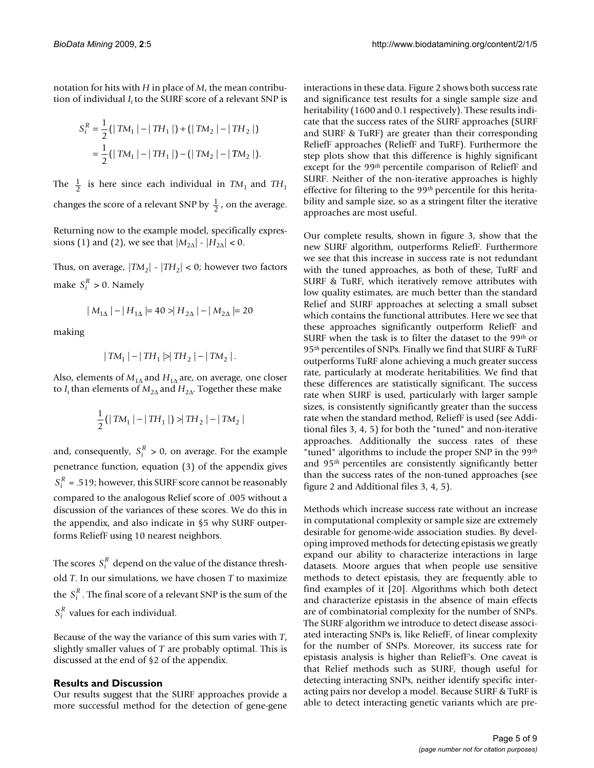notation for hits with $H$ in place of $M$, the mean contribution of individual $I_i$ to the SURF score of a relevant SNP is

$$S_i^R = \frac{1}{2}(|TM_1| - |TH_1|) + (|TM_2| - |TH_2|)$$
$$= \frac{1}{2}(|TM_1| - |TH_1|) - (|TM_2| - |TM_2|).$$

The $\frac{1}{2}$ is here since each individual in $TM_1$ and $TH_1$ changes the score of a relevant SNP by $\frac{1}{2}$, on the average.

Returning now to the example model, specifically expressions (1) and (2), we see that $|M_{2\Delta}| - |H_{2\Delta}| < 0$.

Thus, on average, $|TM_2| - |TH_2| < 0$; however two factors make $S_i^R > 0$. Namely

$$|M_{1\Delta}| - |H_{1\Delta}| = 40 > |H_{2\Delta}| - |M_{2\Delta}| = 20$$

making

$$|TM_1| - |TH_1| > |TH_2| - |TM_2|.$$

Also, elements of $M_{1\Delta}$ and $H_{1\Delta}$ are, on average, one closer to $I_i$ than elements of $M_{2\Delta}$ and $H_{2\Delta}$. Together these make

$$\frac{1}{2}(|TM_1| - |TH_1|) > |TH_2| - |TM_2|$$

and, consequently, $S_i^R > 0$, on average. For the example penetrance function, equation (3) of the appendix gives $S_i^R = .519$; however, this SURF score cannot be reasonably compared to the analogous Relief score of .005 without a discussion of the variances of these scores. We do this in the appendix, and also indicate in §5 why SURF outperforms ReliefF using 10 nearest neighbors.

The scores $S_i^R$ depend on the value of the distance threshold $T$. In our simulations, we have chosen $T$ to maximize the $S_i^R$. The final score of a relevant SNP is the sum of the $S_i^R$ values for each individual.

Because of the way the variance of this sum varies with $T$, slightly smaller values of $T$ are probably optimal. This is discussed at the end of §2 of the appendix.

## Results and Discussion

Our results suggest that the SURF approaches provide a more successful method for the detection of gene-gene interactions in these data. Figure 2 shows both success rate and significance test results for a single sample size and heritability (1600 and 0.1 respectively). These results indicate that the success rates of the SURF approaches (SURF and SURF & TuRF) are greater than their corresponding ReliefF approaches (ReliefF and TuRF). Furthermore the step plots show that this difference is highly significant except for the 99$^{th}$ percentile comparison of ReliefF and SURF. Neither of the non-iterative approaches is highly effective for filtering to the 99$^{th}$ percentile for this heritability and sample size, so as a stringent filter the iterative approaches are most useful.

Our complete results, shown in figure 3, show that the new SURF algorithm, outperforms ReliefF. Furthermore we see that this increase in success rate is not redundant with the tuned approaches, as both of these, TuRF and SURF & TuRF, which iteratively remove attributes with low quality estimates, are much better than the standard Relief and SURF approaches at selecting a small subset which contains the functional attributes. Here we see that these approaches significantly outperform ReliefF and SURF when the task is to filter the dataset to the 99$^{th}$ or 95$^{th}$ percentiles of SNPs. Finally we find that SURF & TuRF outperforms TuRF alone achieving a much greater success rate, particularly at moderate heritabilities. We find that these differences are statistically significant. The success rate when SURF is used, particularly with larger sample sizes, is consistently significantly greater than the success rate when the standard method, ReliefF is used (see Additional files 3, 4, 5) for both the "tuned" and non-iterative approaches. Additionally the success rates of these "tuned" algorithms to include the proper SNP in the 99$^{th}$ and 95$^{th}$ percentiles are consistently significantly better than the success rates of the non-tuned approaches (see figure 2 and Additional files 3, 4, 5).

Methods which increase success rate without an increase in computational complexity or sample size are extremely desirable for genome-wide association studies. By developing improved methods for detecting epistasis we greatly expand our ability to characterize interactions in large datasets. Moore argues that when people use sensitive methods to detect epistasis, they are frequently able to find examples of it [20]. Algorithms which both detect and characterize epistasis in the absence of main effects are of combinatorial complexity for the number of SNPs. The SURF algorithm we introduce to detect disease associated interacting SNPs is, like ReliefF, of linear complexity for the number of SNPs. Moreover, its success rate for epistasis analysis is higher than ReliefF's. One caveat is that Relief methods such as SURF, though useful for detecting interacting SNPs, neither identify specific interacting pairs nor develop a model. Because SURF & TuRF is able to detect interacting genetic variants which are pre-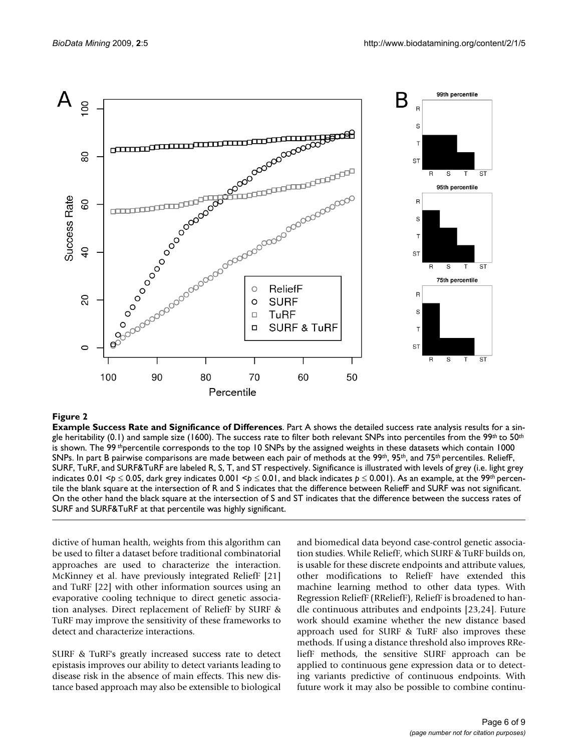**Figure 2**

**Example Success Rate and Significance of Differences**. Part A shows the detailed success rate analysis results for a single heritability (0.1) and sample size (1600). The success rate to filter both relevant SNPs into percentiles from the 99$^{th}$ to 50$^{th}$ is shown. The 99$^{th}$ percentile corresponds to the top 10 SNPs by the assigned weights in these datasets which contain 1000 SNPs. In part B pairwise comparisons are made between each pair of methods at the 99$^{th}$, 95$^{th}$, and 75$^{th}$ percentiles. ReliefF, SURF, TuRF, and SURF&TuRF are labeled R, S, T, and ST respectively. Significance is illustrated with levels of grey (i.e. light grey indicates $0.01 < p \leq 0.05$, dark grey indicates $0.001 < p \leq 0.01$, and black indicates $p \leq 0.001$). As an example, at the 99$^{th}$ percentile the blank square at the intersection of R and S indicates that the difference between ReliefF and SURF was not significant. On the other hand the black square at the intersection of S and ST indicates that the difference between the success rates of SURF and SURF&TuRF at that percentile was highly significant.

dictive of human health, weights from this algorithm can be used to filter a dataset before traditional combinatorial approaches are used to characterize the interaction. McKinney et al. have previously integrated ReliefF [21] and TuRF [22] with other information sources using an evaporative cooling technique to direct genetic association analyses. Direct replacement of ReliefF by SURF & TuRF may improve the sensitivity of these frameworks to detect and characterize interactions.

SURF & TuRF's greatly increased success rate to detect epistasis improves our ability to detect variants leading to disease risk in the absence of main effects. This new distance based approach may also be extensible to biological and biomedical data beyond case-control genetic association studies. While ReliefF, which SURF & TuRF builds on, is usable for these discrete endpoints and attribute values, other modifications to ReliefF have extended this machine learning method to other data types. With Regression ReliefF (RReliefF), ReliefF is broadened to handle continuous attributes and endpoints [23,24]. Future work should examine whether the new distance based approach used for SURF & TuRF also improves these methods. If using a distance threshold also improves RReliefF methods, the sensitive SURF approach can be applied to continuous gene expression data or to detecting variants predictive of continuous endpoints. With future work it may also be possible to combine continu-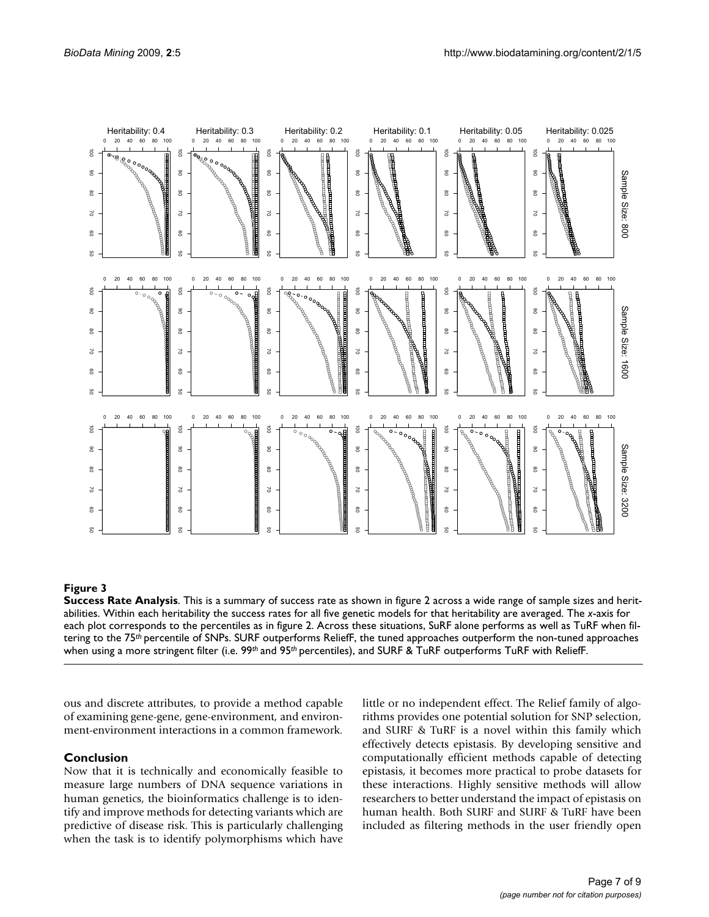**Figure 3**

**Success Rate Analysis**. This is a summary of success rate as shown in figure 2 across a wide range of sample sizes and heritabilities. Within each heritability the success rates for all five genetic models for that heritability are averaged. The x-axis for each plot corresponds to the percentiles as in figure 2. Across these situations, SuRF alone performs as well as TuRF when filtering to the 75*th* percentile of SNPs. SURF outperforms ReliefF, the tuned approaches outperform the non-tuned approaches when using a more stringent filter (i.e. 99*th* and 95*th* percentiles), and SURF & TuRF outperforms TuRF with ReliefF.

ous and discrete attributes, to provide a method capable of examining gene-gene, gene-environment, and environment-environment interactions in a common framework.

## Conclusion

Now that it is technically and economically feasible to measure large numbers of DNA sequence variations in human genetics, the bioinformatics challenge is to identify and improve methods for detecting variants which are predictive of disease risk. This is particularly challenging when the task is to identify polymorphisms which have little or no independent effect. The Relief family of algorithms provides one potential solution for SNP selection, and SURF & TuRF is a novel within this family which effectively detects epistasis. By developing sensitive and computationally efficient methods capable of detecting epistasis, it becomes more practical to probe datasets for these interactions. Highly sensitive methods will allow researchers to better understand the impact of epistasis on human health. Both SURF and SURF & TuRF have been included as filtering methods in the user friendly open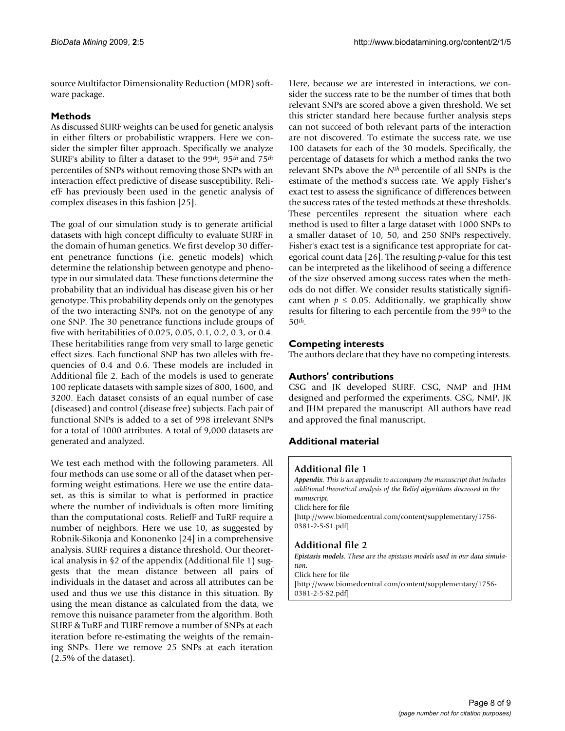source Multifactor Dimensionality Reduction (MDR) software package.

## Methods

As discussed SURF weights can be used for genetic analysis in either filters or probabilistic wrappers. Here we consider the simpler filter approach. Specifically we analyze SURF's ability to filter a dataset to the $99^{th}$, $95^{th}$ and $75^{th}$ percentiles of SNPs without removing those SNPs with an interaction effect predictive of disease susceptibility. ReliefF has previously been used in the genetic analysis of complex diseases in this fashion [25].

The goal of our simulation study is to generate artificial datasets with high concept difficulty to evaluate SURF in the domain of human genetics. We first develop 30 different penetrance functions (i.e. genetic models) which determine the relationship between genotype and phenotype in our simulated data. These functions determine the probability that an individual has disease given his or her genotype. This probability depends only on the genotypes of the two interacting SNPs, not on the genotype of any one SNP. The 30 penetrance functions include groups of five with heritabilities of 0.025, 0.05, 0.1, 0.2, 0.3, or 0.4. These heritabilities range from very small to large genetic effect sizes. Each functional SNP has two alleles with frequencies of 0.4 and 0.6. These models are included in Additional file 2. Each of the models is used to generate 100 replicate datasets with sample sizes of 800, 1600, and 3200. Each dataset consists of an equal number of case (diseased) and control (disease free) subjects. Each pair of functional SNPs is added to a set of 998 irrelevant SNPs for a total of 1000 attributes. A total of 9,000 datasets are generated and analyzed.

We test each method with the following parameters. All four methods can use some or all of the dataset when performing weight estimations. Here we use the entire dataset, as this is similar to what is performed in practice where the number of individuals is often more limiting than the computational costs. ReliefF and TuRF require a number of neighbors. Here we use 10, as suggested by Robnik-Sikonja and Kononenko [24] in a comprehensive analysis. SURF requires a distance threshold. Our theoretical analysis in §2 of the appendix (Additional file 1) suggests that the mean distance between all pairs of individuals in the dataset and across all attributes can be used and thus we use this distance in this situation. By using the mean distance as calculated from the data, we remove this nuisance parameter from the algorithm. Both SURF & TuRF and TURF remove a number of SNPs at each iteration before re-estimating the weights of the remaining SNPs. Here we remove 25 SNPs at each iteration (2.5% of the dataset).

Here, because we are interested in interactions, we consider the success rate to be the number of times that both relevant SNPs are scored above a given threshold. We set this stricter standard here because further analysis steps can not succeed of both relevant parts of the interaction are not discovered. To estimate the success rate, we use 100 datasets for each of the 30 models. Specifically, the percentage of datasets for which a method ranks the two relevant SNPs above the $N^{th}$ percentile of all SNPs is the estimate of the method's success rate. We apply Fisher's exact test to assess the significance of differences between the success rates of the tested methods at these thresholds. These percentiles represent the situation where each method is used to filter a large dataset with 1000 SNPs to a smaller dataset of 10, 50, and 250 SNPs respectively. Fisher's exact test is a significance test appropriate for categorical count data [26]. The resulting *p*-value for this test can be interpreted as the likelihood of seeing a difference of the size observed among success rates when the methods do not differ. We consider results statistically significant when $p \leq 0.05$. Additionally, we graphically show results for filtering to each percentile from the $99^{th}$ to the $50^{th}$.

## Competing interests

The authors declare that they have no competing interests.

## Authors' contributions

CSG and JK developed SURF. CSG, NMP and JHM designed and performed the experiments. CSG, NMP, JK and JHM prepared the manuscript. All authors have read and approved the final manuscript.

## Additional material

### Additional file 1

***Appendix**. This is an appendix to accompany the manuscript that includes additional theoretical analysis of the Relief algorithms discussed in the manuscript.*

Click here for file

[http://www.biomedcentral.com/content/supplementary/1756-0381-2-5-S1.pdf]

### Additional file 2

***Epistasis models**. These are the epistasis models used in our data simulation.*

Click here for file

[http://www.biomedcentral.com/content/supplementary/1756-0381-2-5-S2.pdf]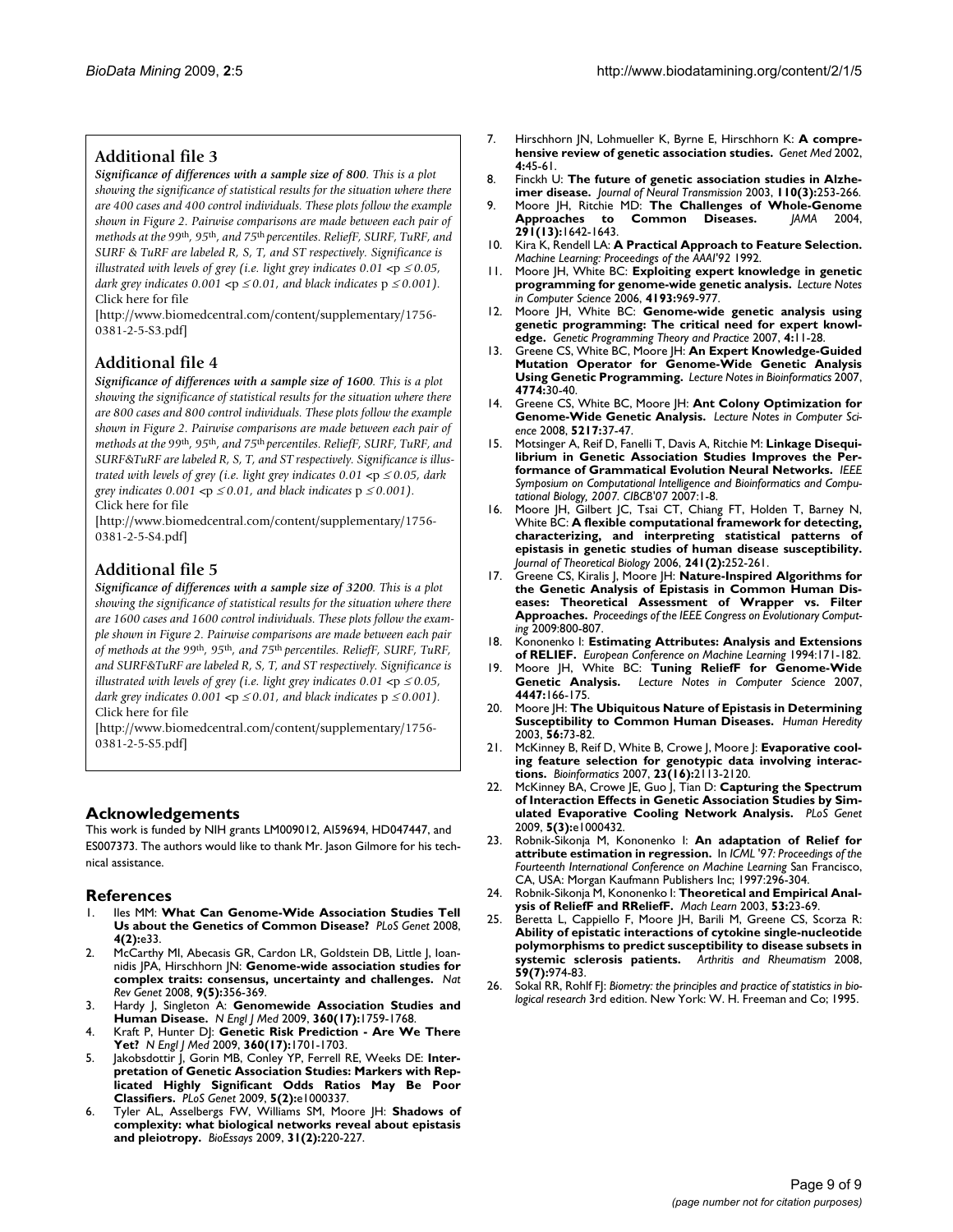## Additional file 3

***Significance of differences with a sample size of 800**. This is a plot showing the significance of statistical results for the situation where there are 400 cases and 400 control individuals. These plots follow the example shown in Figure 2. Pairwise comparisons are made between each pair of methods at the 99th, 95th, and 75th percentiles. ReliefF, SURF, TuRF, and SURF & TuRF are labeled R, S, T, and ST respectively. Significance is illustrated with levels of grey (i.e. light grey indicates $0.01 < p \le 0.05$, dark grey indicates $0.001 < p \le 0.01$, and black indicates $p \le 0.001$).*
Click here for file
[http://www.biomedcentral.com/content/supplementary/1756-0381-2-5-S3.pdf]

## Additional file 4

***Significance of differences with a sample size of 1600**. This is a plot showing the significance of statistical results for the situation where there are 800 cases and 800 control individuals. These plots follow the example shown in Figure 2. Pairwise comparisons are made between each pair of methods at the 99th, 95th, and 75th percentiles. ReliefF, SURF, TuRF, and SURF&TuRF are labeled R, S, T, and ST respectively. Significance is illustrated with levels of grey (i.e. light grey indicates $0.01 < p \le 0.05$, dark grey indicates $0.001 < p \le 0.01$, and black indicates $p \le 0.001$).*
Click here for file
[http://www.biomedcentral.com/content/supplementary/1756-0381-2-5-S4.pdf]

## Additional file 5

***Significance of differences with a sample size of 3200**. This is a plot showing the significance of statistical results for the situation where there are 1600 cases and 1600 control individuals. These plots follow the example shown in Figure 2. Pairwise comparisons are made between each pair of methods at the 99th, 95th, and 75th percentiles. ReliefF, SURF, TuRF, and SURF&TuRF are labeled R, S, T, and ST respectively. Significance is illustrated with levels of grey (i.e. light grey indicates $0.01 < p \le 0.05$, dark grey indicates $0.001 < p \le 0.01$, and black indicates $p \le 0.001$).*
Click here for file
[http://www.biomedcentral.com/content/supplementary/1756-0381-2-5-S5.pdf]

## Acknowledgements

This work is funded by NIH grants LM009012, AI59694, HD047447, and ES007373. The authors would like to thank Mr. Jason Gilmore for his technical assistance.

## References

1. Iles MM: **What Can Genome-Wide Association Studies Tell Us about the Genetics of Common Disease?** *PLoS Genet* 2008, **4(2):**e33.
2. McCarthy MI, Abecasis GR, Cardon LR, Goldstein DB, Little J, Ioannidis JPA, Hirschhorn JN: **Genome-wide association studies for complex traits: consensus, uncertainty and challenges.** *Nat Rev Genet* 2008, **9(5):**356-369.
3. Hardy J, Singleton A: **Genomewide Association Studies and Human Disease.** *N Engl J Med* 2009, **360(17):**1759-1768.
4. Kraft P, Hunter DJ: **Genetic Risk Prediction - Are We There Yet?** *N Engl J Med* 2009, **360(17):**1701-1703.
5. Jakobsdottir J, Gorin MB, Conley YP, Ferrell RE, Weeks DE: **Interpretation of Genetic Association Studies: Markers with Replicated Highly Significant Odds Ratios May Be Poor Classifiers.** *PLoS Genet* 2009, **5(2):**e1000337.
6. Tyler AL, Asselbergs FW, Williams SM, Moore JH: **Shadows of complexity: what biological networks reveal about epistasis and pleiotropy.** *BioEssays* 2009, **31(2):**220-227.
7. Hirschhorn JN, Lohmueller K, Byrne E, Hirschhorn K: **A comprehensive review of genetic association studies.** *Genet Med* 2002, **4:**45-61.
8. Finckh U: **The future of genetic association studies in Alzheimer disease.** *Journal of Neural Transmission* 2003, **110(3):**253-266.
9. Moore JH, Ritchie MD: **The Challenges of Whole-Genome Approaches to Common Diseases.** *JAMA* 2004, **291(13):**1642-1643.
10. Kira K, Rendell LA: **A Practical Approach to Feature Selection.** *Machine Learning: Proceedings of the AAAI'92* 1992.
11. Moore JH, White BC: **Exploiting expert knowledge in genetic programming for genome-wide genetic analysis.** *Lecture Notes in Computer Science* 2006, **4193:**969-977.
12. Moore JH, White BC: **Genome-wide genetic analysis using genetic programming: The critical need for expert knowledge.** *Genetic Programming Theory and Practice* 2007, **4:**11-28.
13. Greene CS, White BC, Moore JH: **An Expert Knowledge-Guided Mutation Operator for Genome-Wide Genetic Analysis Using Genetic Programming.** *Lecture Notes in Bioinformatics* 2007, **4774:**30-40.
14. Greene CS, White BC, Moore JH: **Ant Colony Optimization for Genome-Wide Genetic Analysis.** *Lecture Notes in Computer Science* 2008, **5217:**37-47.
15. Motsinger A, Reif D, Fanelli T, Davis A, Ritchie M: **Linkage Disequilibrium in Genetic Association Studies Improves the Performance of Grammatical Evolution Neural Networks.** *IEEE Symposium on Computational Intelligence and Bioinformatics and Computational Biology, 2007. CIBCB'07* 2007:1-8.
16. Moore JH, Gilbert JC, Tsai CT, Chiang FT, Holden T, Barney N, White BC: **A flexible computational framework for detecting, characterizing, and interpreting statistical patterns of epistasis in genetic studies of human disease susceptibility.** *Journal of Theoretical Biology* 2006, **241(2):**252-261.
17. Greene CS, Kiralis J, Moore JH: **Nature-Inspired Algorithms for the Genetic Analysis of Epistasis in Common Human Diseases: Theoretical Assessment of Wrapper vs. Filter Approaches.** *Proceedings of the IEEE Congress on Evolutionary Computing* 2009:800-807.
18. Kononenko I: **Estimating Attributes: Analysis and Extensions of RELIEF.** *European Conference on Machine Learning* 1994:171-182.
19. Moore JH, White BC: **Tuning ReliefF for Genome-Wide Genetic Analysis.** *Lecture Notes in Computer Science* 2007, **4447:**166-175.
20. Moore JH: **The Ubiquitous Nature of Epistasis in Determining Susceptibility to Common Human Diseases.** *Human Heredity* 2003, **56:**73-82.
21. McKinney B, Reif D, White B, Crowe J, Moore J: **Evaporative cooling feature selection for genotypic data involving interactions.** *Bioinformatics* 2007, **23(16):**2113-2120.
22. McKinney BA, Crowe JE, Guo J, Tian D: **Capturing the Spectrum of Interaction Effects in Genetic Association Studies by Simulated Evaporative Cooling Network Analysis.** *PLoS Genet* 2009, **5(3):**e1000432.
23. Robnik-Sikonja M, Kononenko I: **An adaptation of Relief for attribute estimation in regression.** In *ICML '97: Proceedings of the Fourteenth International Conference on Machine Learning* San Francisco, CA, USA: Morgan Kaufmann Publishers Inc; 1997:296-304.
24. Robnik-Sikonja M, Kononenko I: **Theoretical and Empirical Analysis of ReliefF and RReliefF.** *Mach Learn* 2003, **53:**23-69.
25. Beretta L, Cappiello F, Moore JH, Barili M, Greene CS, Scorza R: **Ability of epistatic interactions of cytokine single-nucleotide polymorphisms to predict susceptibility to disease subsets in systemic sclerosis patients.** *Arthritis and Rheumatism* 2008, **59(7):**974-83.
26. Sokal RR, Rohlf FJ: *Biometry: the principles and practice of statistics in biological research* 3rd edition. New York: W. H. Freeman and Co; 1995.